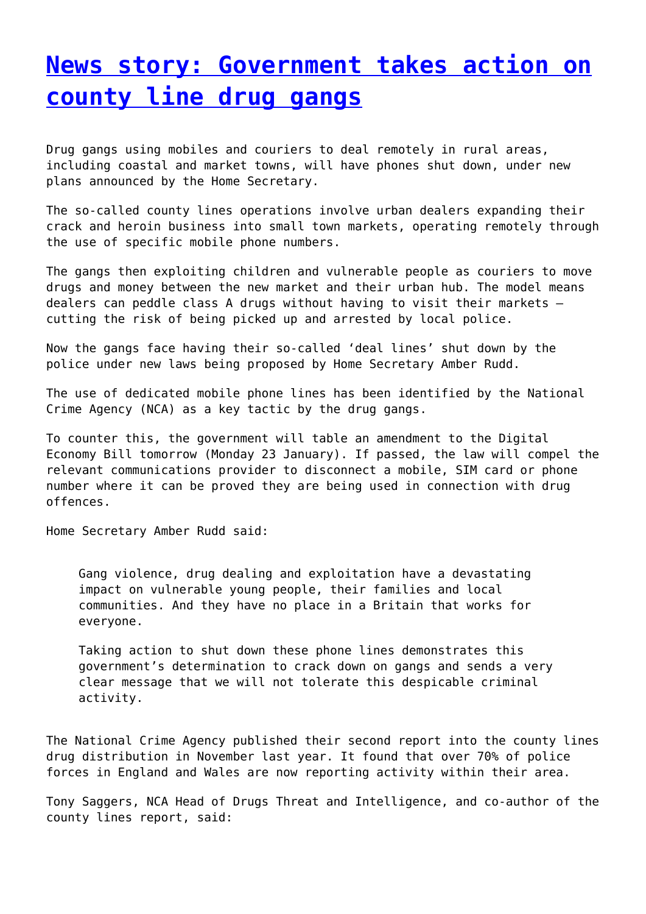# [News story: Government takes action on county line drug gangs]()

Drug gangs using mobiles and couriers to deal remotely in rural areas, including coastal and market towns, will have phones shut down, under new plans announced by the Home Secretary.

The so-called county lines operations involve urban dealers expanding their crack and heroin business into small town markets, operating remotely through the use of specific mobile phone numbers.

The gangs then exploiting children and vulnerable people as couriers to move drugs and money between the new market and their urban hub. The model means dealers can peddle class A drugs without having to visit their markets – cutting the risk of being picked up and arrested by local police.

Now the gangs face having their so-called 'deal lines' shut down by the police under new laws being proposed by Home Secretary Amber Rudd.

The use of dedicated mobile phone lines has been identified by the National Crime Agency (NCA) as a key tactic by the drug gangs.

To counter this, the government will table an amendment to the Digital Economy Bill tomorrow (Monday 23 January). If passed, the law will compel the relevant communications provider to disconnect a mobile, SIM card or phone number where it can be proved they are being used in connection with drug offences.

Home Secretary Amber Rudd said:

> Gang violence, drug dealing and exploitation have a devastating impact on vulnerable young people, their families and local communities. And they have no place in a Britain that works for everyone.
>
> Taking action to shut down these phone lines demonstrates this government's determination to crack down on gangs and sends a very clear message that we will not tolerate this despicable criminal activity.

The National Crime Agency published their second report into the county lines drug distribution in November last year. It found that over 70% of police forces in England and Wales are now reporting activity within their area.

Tony Saggers, NCA Head of Drugs Threat and Intelligence, and co-author of the county lines report, said: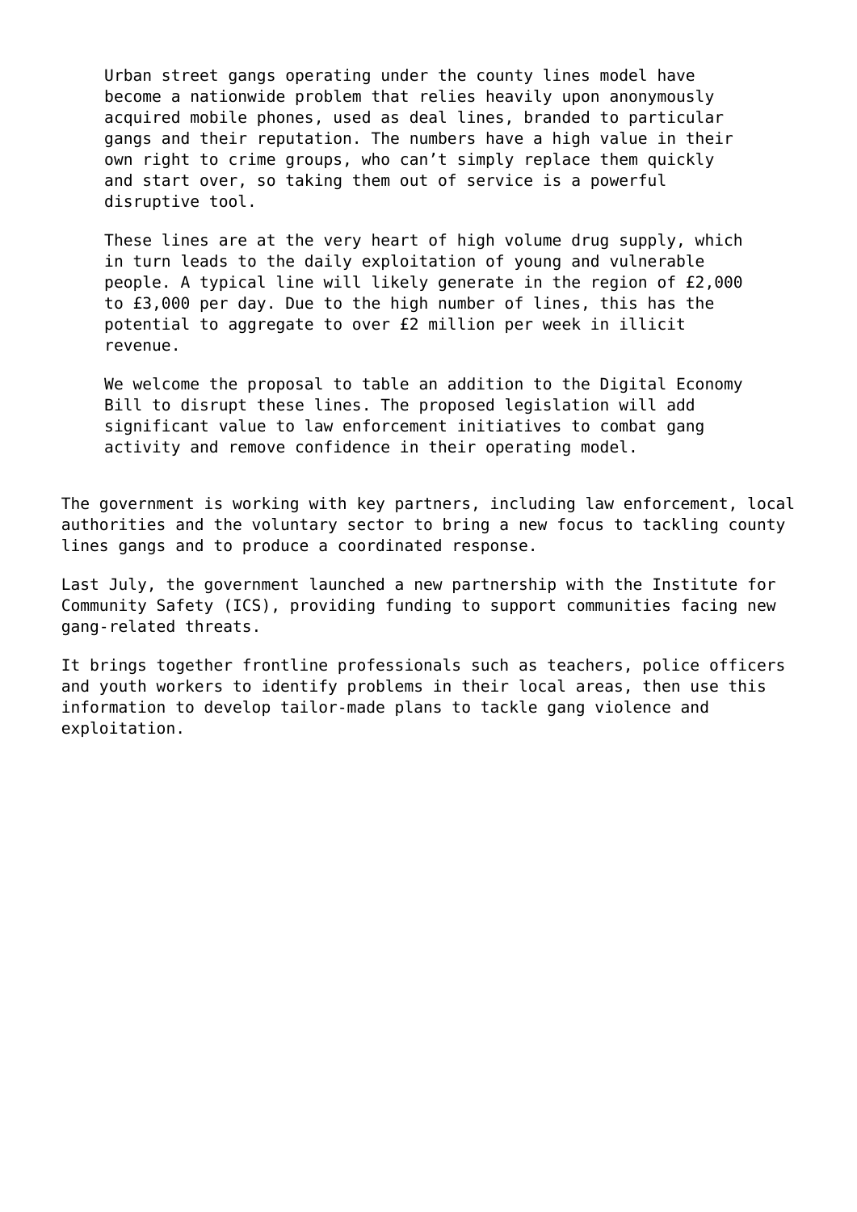> Urban street gangs operating under the county lines model have become a nationwide problem that relies heavily upon anonymously acquired mobile phones, used as deal lines, branded to particular gangs and their reputation. The numbers have a high value in their own right to crime groups, who can't simply replace them quickly and start over, so taking them out of service is a powerful disruptive tool.
>
> These lines are at the very heart of high volume drug supply, which in turn leads to the daily exploitation of young and vulnerable people. A typical line will likely generate in the region of £2,000 to £3,000 per day. Due to the high number of lines, this has the potential to aggregate to over £2 million per week in illicit revenue.
>
> We welcome the proposal to table an addition to the Digital Economy Bill to disrupt these lines. The proposed legislation will add significant value to law enforcement initiatives to combat gang activity and remove confidence in their operating model.

The government is working with key partners, including law enforcement, local authorities and the voluntary sector to bring a new focus to tackling county lines gangs and to produce a coordinated response.

Last July, the government launched a new partnership with the Institute for Community Safety (ICS), providing funding to support communities facing new gang-related threats.

It brings together frontline professionals such as teachers, police officers and youth workers to identify problems in their local areas, then use this information to develop tailor-made plans to tackle gang violence and exploitation.